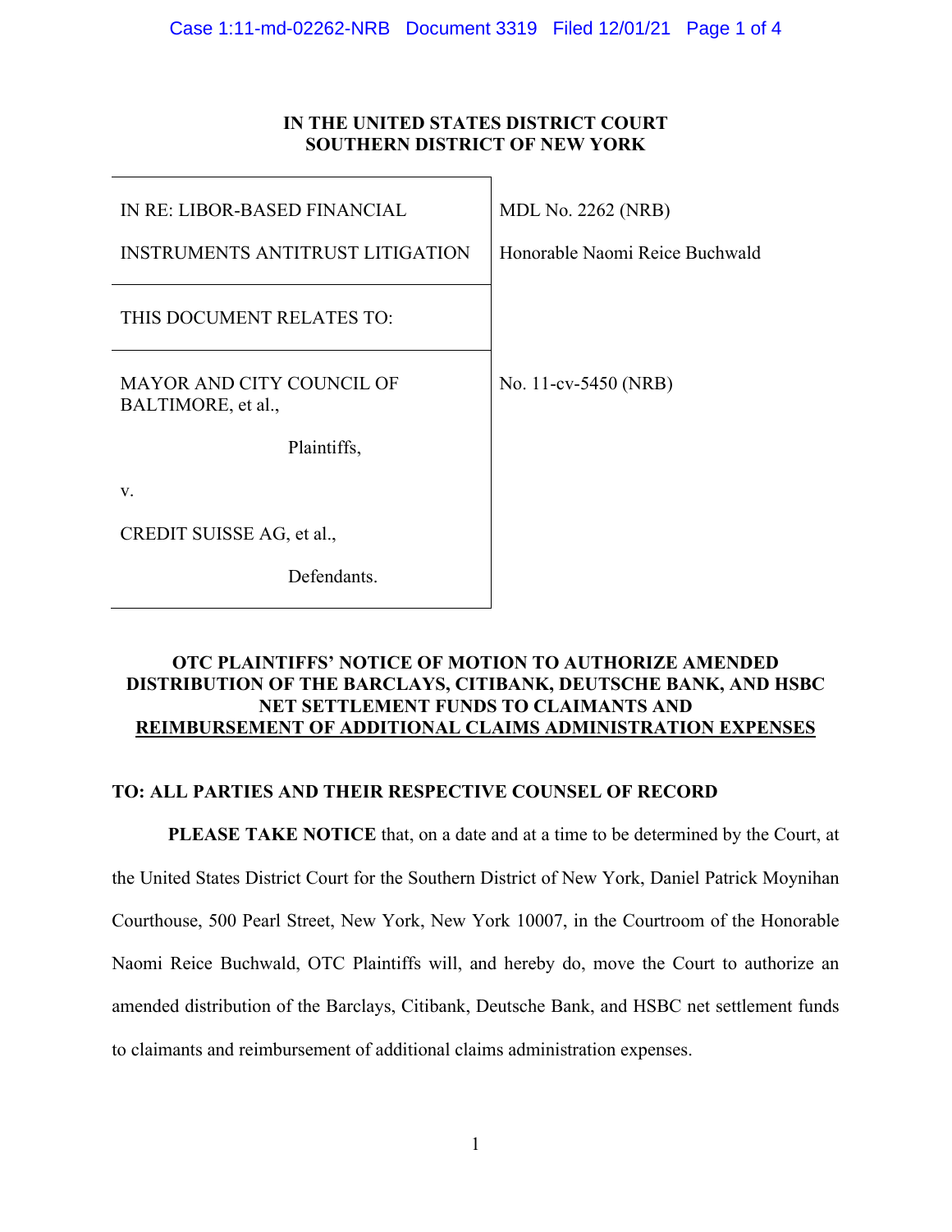**IN THE UNITED STATES DISTRICT COURT**
**SOUTHERN DISTRICT OF NEW YORK**

| | |
|---|---|
| IN RE: LIBOR-BASED FINANCIAL INSTRUMENTS ANTITRUST LITIGATION | MDL No. 2262 (NRB)<br>Honorable Naomi Reice Buchwald |
| THIS DOCUMENT RELATES TO: | |
| MAYOR AND CITY COUNCIL OF BALTIMORE, et al.,<br>Plaintiffs,<br>v.<br>CREDIT SUISSE AG, et al.,<br>Defendants. | No. 11-cv-5450 (NRB) |

**OTC PLAINTIFFS' NOTICE OF MOTION TO AUTHORIZE AMENDED DISTRIBUTION OF THE BARCLAYS, CITIBANK, DEUTSCHE BANK, AND HSBC NET SETTLEMENT FUNDS TO CLAIMANTS AND REIMBURSEMENT OF ADDITIONAL CLAIMS ADMINISTRATION EXPENSES**

**TO: ALL PARTIES AND THEIR RESPECTIVE COUNSEL OF RECORD**

**PLEASE TAKE NOTICE** that, on a date and at a time to be determined by the Court, at the United States District Court for the Southern District of New York, Daniel Patrick Moynihan Courthouse, 500 Pearl Street, New York, New York 10007, in the Courtroom of the Honorable Naomi Reice Buchwald, OTC Plaintiffs will, and hereby do, move the Court to authorize an amended distribution of the Barclays, Citibank, Deutsche Bank, and HSBC net settlement funds to claimants and reimbursement of additional claims administration expenses.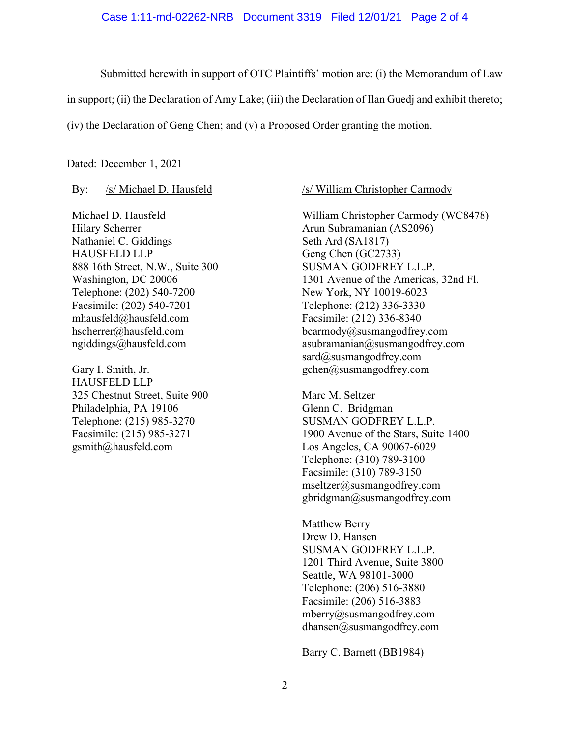Submitted herewith in support of OTC Plaintiffs' motion are: (i) the Memorandum of Law in support; (ii) the Declaration of Amy Lake; (iii) the Declaration of Ilan Guedj and exhibit thereto; (iv) the Declaration of Geng Chen; and (v) a Proposed Order granting the motion.

Dated: December 1, 2021

By: /s/ Michael D. Hausfeld

Michael D. Hausfeld
Hilary Scherrer
Nathaniel C. Giddings
HAUSFELD LLP
888 16th Street, N.W., Suite 300
Washington, DC 20006
Telephone: (202) 540-7200
Facsimile: (202) 540-7201
mhausfeld@hausfeld.com
hscherrer@hausfeld.com
ngiddings@hausfeld.com

Gary I. Smith, Jr.
HAUSFELD LLP
325 Chestnut Street, Suite 900
Philadelphia, PA 19106
Telephone: (215) 985-3270
Facsimile: (215) 985-3271
gsmith@hausfeld.com

/s/ William Christopher Carmody

William Christopher Carmody (WC8478)
Arun Subramanian (AS2096)
Seth Ard (SA1817)
Geng Chen (GC2733)
SUSMAN GODFREY L.L.P.
1301 Avenue of the Americas, 32nd Fl.
New York, NY 10019-6023
Telephone: (212) 336-3330
Facsimile: (212) 336-8340
bcarmody@susmangodfrey.com
asubramanian@susmangodfrey.com
sard@susmangodfrey.com
gchen@susmangodfrey.com

Marc M. Seltzer
Glenn C. Bridgman
SUSMAN GODFREY L.L.P.
1900 Avenue of the Stars, Suite 1400
Los Angeles, CA 90067-6029
Telephone: (310) 789-3100
Facsimile: (310) 789-3150
mseltzer@susmangodfrey.com
gbridgman@susmangodfrey.com

Matthew Berry
Drew D. Hansen
SUSMAN GODFREY L.L.P.
1201 Third Avenue, Suite 3800
Seattle, WA 98101-3000
Telephone: (206) 516-3880
Facsimile: (206) 516-3883
mberry@susmangodfrey.com
dhansen@susmangodfrey.com

Barry C. Barnett (BB1984)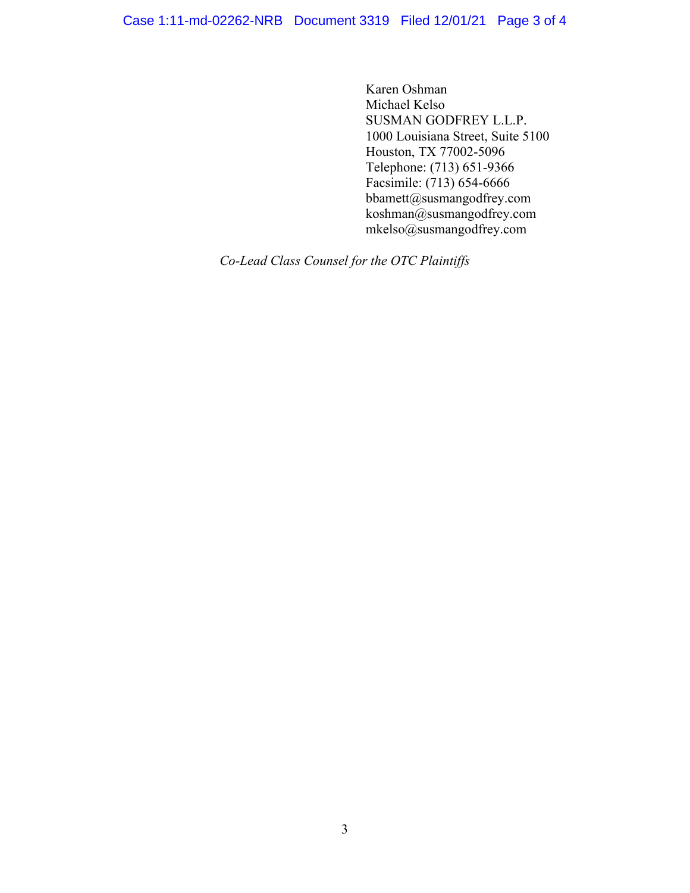Karen Oshman
Michael Kelso
SUSMAN GODFREY L.L.P.
1000 Louisiana Street, Suite 5100
Houston, TX 77002-5096
Telephone: (713) 651-9366
Facsimile: (713) 654-6666
bbamett@susmangodfrey.com
koshman@susmangodfrey.com
mkelso@susmangodfrey.com

*Co-Lead Class Counsel for the OTC Plaintiffs*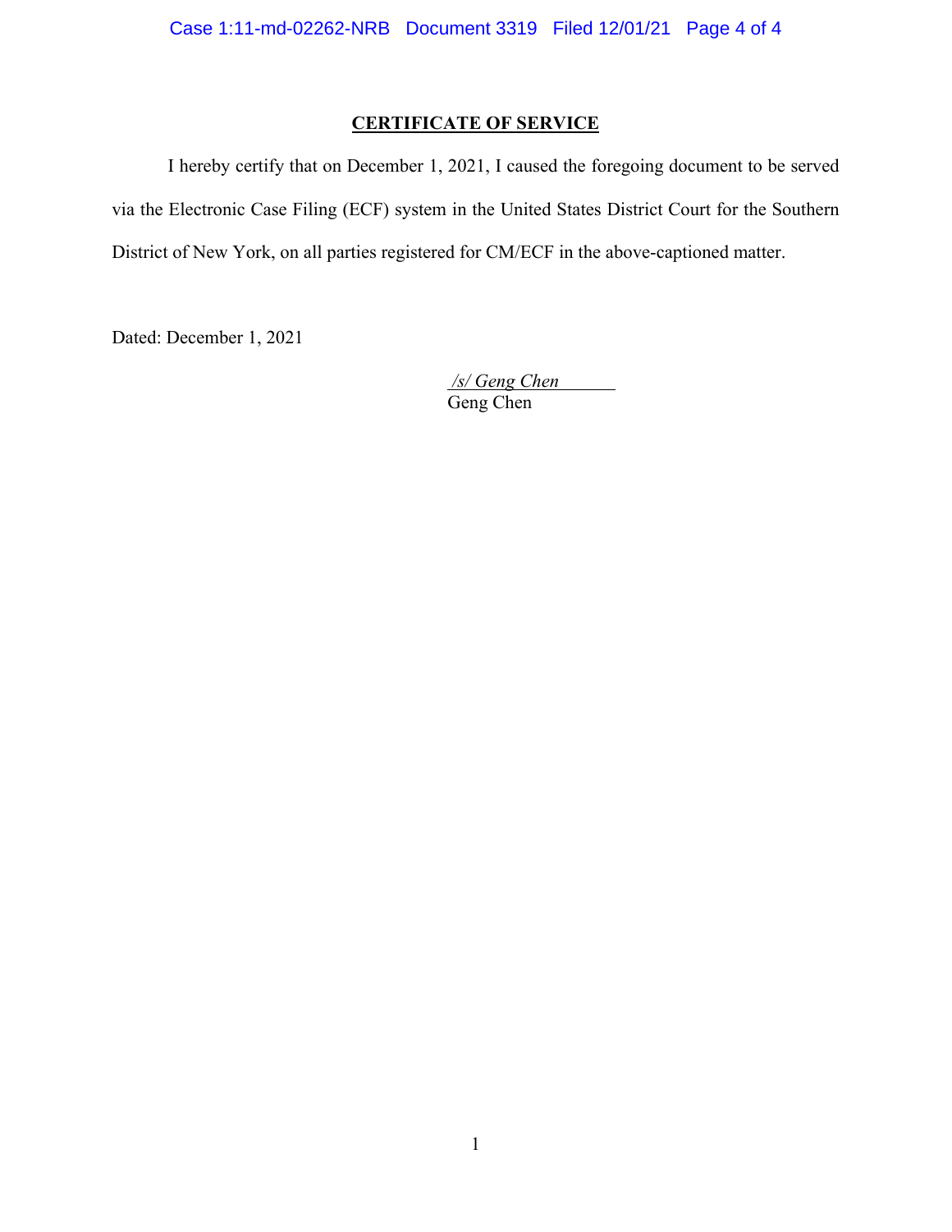## CERTIFICATE OF SERVICE

I hereby certify that on December 1, 2021, I caused the foregoing document to be served via the Electronic Case Filing (ECF) system in the United States District Court for the Southern District of New York, on all parties registered for CM/ECF in the above-captioned matter.

Dated: December 1, 2021

*/s/ Geng Chen*
Geng Chen